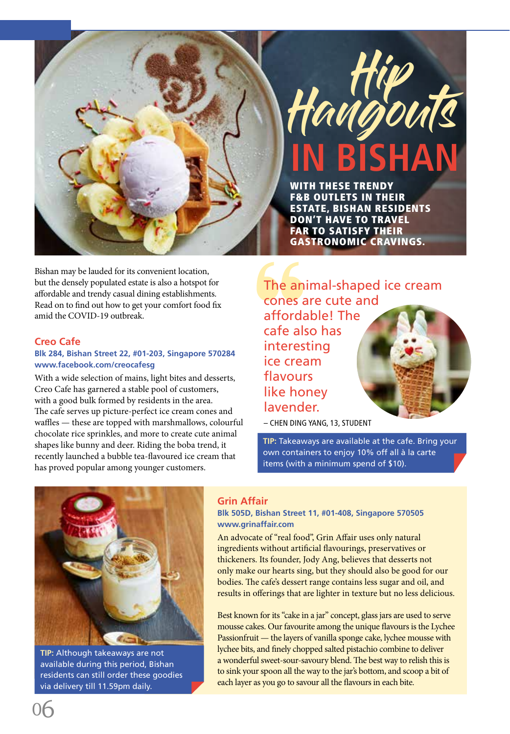# Hip Hangouts IN BISHAN

**WITH THESE TRENDY F&B OUTLETS IN THEIR ESTATE, BISHAN RESIDENTS DON'T HAVE TO TRAVEL FAR TO SATISFY THEIR GASTRONOMIC CRAVINGS.**

Bishan may be lauded for its convenient location, but the densely populated estate is also a hotspot for affordable and trendy casual dining establishments. Read on to find out how to get your comfort food fix amid the COVID-19 outbreak.

## Creo Cafe

**Blk 284, Bishan Street 22, #01-203, Singapore 570284**
**www.facebook.com/creocafesg**

With a wide selection of mains, light bites and desserts, Creo Cafe has garnered a stable pool of customers, with a good bulk formed by residents in the area. The cafe serves up picture-perfect ice cream cones and waffles — these are topped with marshmallows, colourful chocolate rice sprinkles, and more to create cute animal shapes like bunny and deer. Riding the boba trend, it recently launched a bubble tea-flavoured ice cream that has proved popular among younger customers.

> The animal-shaped ice cream cones are cute and affordable! The cafe also has interesting ice cream flavours like honey lavender.
>
> – CHEN DING YANG, 13, STUDENT

**TIP:** Takeaways are available at the cafe. Bring your own containers to enjoy 10% off all à la carte items (with a minimum spend of $10).

## Grin Affair

**Blk 505D, Bishan Street 11, #01-408, Singapore 570505**
**www.grinaffair.com**

An advocate of "real food", Grin Affair uses only natural ingredients without artificial flavourings, preservatives or thickeners. Its founder, Jody Ang, believes that desserts not only make our hearts sing, but they should also be good for our bodies. The cafe's dessert range contains less sugar and oil, and results in offerings that are lighter in texture but no less delicious.

Best known for its "cake in a jar" concept, glass jars are used to serve mousse cakes. Our favourite among the unique flavours is the Lychee Passionfruit — the layers of vanilla sponge cake, lychee mousse with lychee bits, and finely chopped salted pistachio combine to deliver a wonderful sweet-sour-savoury blend. The best way to relish this is to sink your spoon all the way to the jar's bottom, and scoop a bit of each layer as you go to savour all the flavours in each bite.

**TIP:** Although takeaways are not available during this period, Bishan residents can still order these goodies via delivery till 11.59pm daily.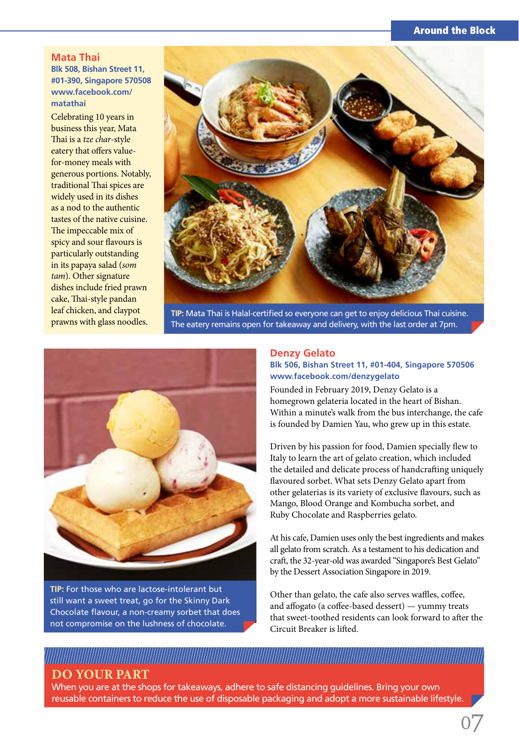## Mata Thai

**Blk 508, Bishan Street 11, #01-390, Singapore 570508**
**www.facebook.com/matathai**

Celebrating 10 years in business this year, Mata Thai is a *tze char*-style eatery that offers value-for-money meals with generous portions. Notably, traditional Thai spices are widely used in its dishes as a nod to the authentic tastes of the native cuisine. The impeccable mix of spicy and sour flavours is particularly outstanding in its papaya salad (*som tam*). Other signature dishes include fried prawn cake, Thai-style pandan leaf chicken, and claypot prawns with glass noodles.

**TIP:** Mata Thai is Halal-certified so everyone can get to enjoy delicious Thai cuisine. The eatery remains open for takeaway and delivery, with the last order at 7pm.

## Denzy Gelato

**Blk 506, Bishan Street 11, #01-404, Singapore 570506**
**www.facebook.com/denzygelato**

Founded in February 2019, Denzy Gelato is a homegrown gelateria located in the heart of Bishan. Within a minute's walk from the bus interchange, the cafe is founded by Damien Yau, who grew up in this estate.

Driven by his passion for food, Damien specially flew to Italy to learn the art of gelato creation, which included the detailed and delicate process of handcrafting uniquely flavoured sorbet. What sets Denzy Gelato apart from other gelaterias is its variety of exclusive flavours, such as Mango, Blood Orange and Kombucha sorbet, and Ruby Chocolate and Raspberries gelato.

At his cafe, Damien uses only the best ingredients and makes all gelato from scratch. As a testament to his dedication and craft, the 32-year-old was awarded "Singapore's Best Gelato" by the Dessert Association Singapore in 2019.

Other than gelato, the cafe also serves waffles, coffee, and affogato (a coffee-based dessert) — yummy treats that sweet-toothed residents can look forward to after the Circuit Breaker is lifted.

**TIP:** For those who are lactose-intolerant but still want a sweet treat, go for the Skinny Dark Chocolate flavour, a non-creamy sorbet that does not compromise on the lushness of chocolate.

## DO YOUR PART

When you are at the shops for takeaways, adhere to safe distancing guidelines. Bring your own reusable containers to reduce the use of disposable packaging and adopt a more sustainable lifestyle.